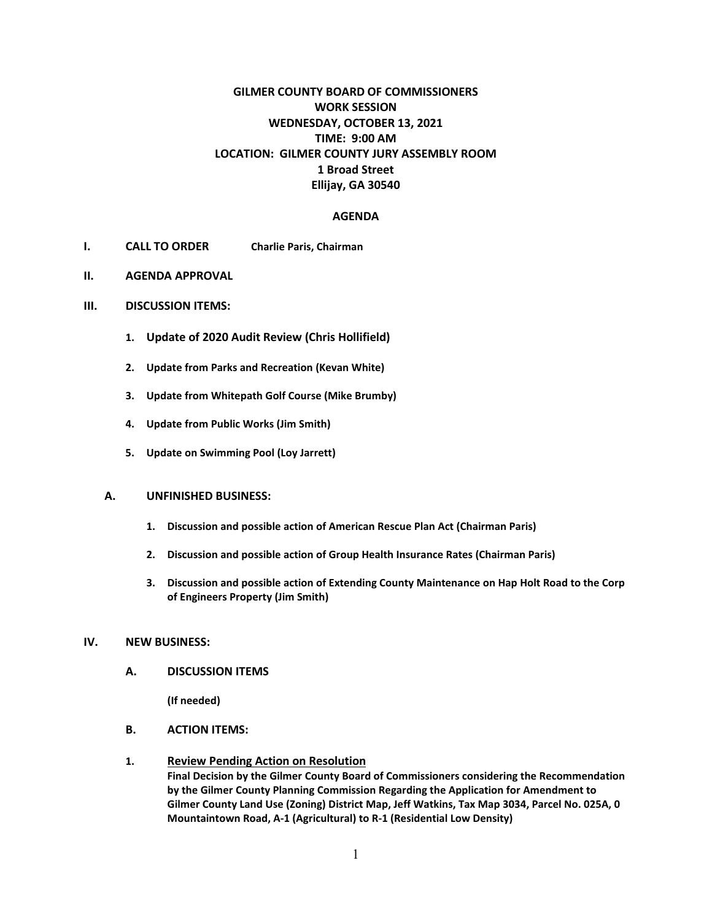# GILMER COUNTY BOARD OF COMMISSIONERS
## WORK SESSION
## WEDNESDAY, OCTOBER 13, 2021
## TIME: 9:00 AM
## LOCATION: GILMER COUNTY JURY ASSEMBLY ROOM
## 1 Broad Street
## Ellijay, GA 30540

## AGENDA

**I. CALL TO ORDER** **Charlie Paris, Chairman**

**II. AGENDA APPROVAL**

**III. DISCUSSION ITEMS:**

1. **Update of 2020 Audit Review (Chris Hollifield)**
2. **Update from Parks and Recreation (Kevan White)**
3. **Update from Whitepath Golf Course (Mike Brumby)**
4. **Update from Public Works (Jim Smith)**
5. **Update on Swimming Pool (Loy Jarrett)**

**A. UNFINISHED BUSINESS:**

1. **Discussion and possible action of American Rescue Plan Act (Chairman Paris)**
2. **Discussion and possible action of Group Health Insurance Rates (Chairman Paris)**
3. **Discussion and possible action of Extending County Maintenance on Hap Holt Road to the Corp of Engineers Property (Jim Smith)**

**IV. NEW BUSINESS:**

**A. DISCUSSION ITEMS**

**(If needed)**

**B. ACTION ITEMS:**

**1. <u>Review Pending Action on Resolution</u>**
**Final Decision by the Gilmer County Board of Commissioners considering the Recommendation by the Gilmer County Planning Commission Regarding the Application for Amendment to Gilmer County Land Use (Zoning) District Map, Jeff Watkins, Tax Map 3034, Parcel No. 025A, 0 Mountaintown Road, A-1 (Agricultural) to R-1 (Residential Low Density)**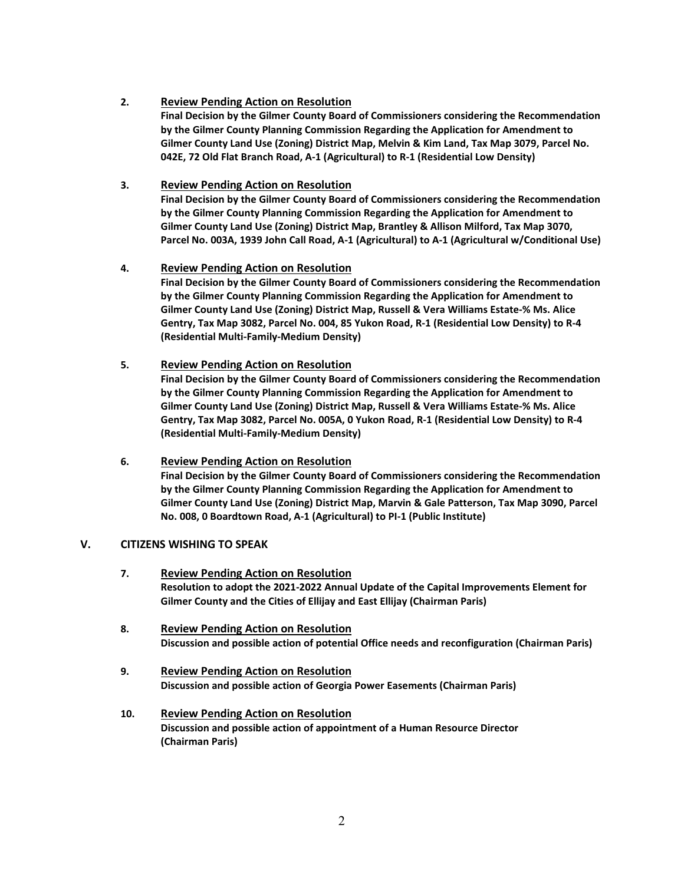2. **<u>Review Pending Action on Resolution</u>**
   **Final Decision by the Gilmer County Board of Commissioners considering the Recommendation by the Gilmer County Planning Commission Regarding the Application for Amendment to Gilmer County Land Use (Zoning) District Map, Melvin & Kim Land, Tax Map 3079, Parcel No. 042E, 72 Old Flat Branch Road, A-1 (Agricultural) to R-1 (Residential Low Density)**

3. **<u>Review Pending Action on Resolution</u>**
   **Final Decision by the Gilmer County Board of Commissioners considering the Recommendation by the Gilmer County Planning Commission Regarding the Application for Amendment to Gilmer County Land Use (Zoning) District Map, Brantley & Allison Milford, Tax Map 3070, Parcel No. 003A, 1939 John Call Road, A-1 (Agricultural) to A-1 (Agricultural w/Conditional Use)**

4. **<u>Review Pending Action on Resolution</u>**
   **Final Decision by the Gilmer County Board of Commissioners considering the Recommendation by the Gilmer County Planning Commission Regarding the Application for Amendment to Gilmer County Land Use (Zoning) District Map, Russell & Vera Williams Estate-% Ms. Alice Gentry, Tax Map 3082, Parcel No. 004, 85 Yukon Road, R-1 (Residential Low Density) to R-4 (Residential Multi-Family-Medium Density)**

5. **<u>Review Pending Action on Resolution</u>**
   **Final Decision by the Gilmer County Board of Commissioners considering the Recommendation by the Gilmer County Planning Commission Regarding the Application for Amendment to Gilmer County Land Use (Zoning) District Map, Russell & Vera Williams Estate-% Ms. Alice Gentry, Tax Map 3082, Parcel No. 005A, 0 Yukon Road, R-1 (Residential Low Density) to R-4 (Residential Multi-Family-Medium Density)**

6. **<u>Review Pending Action on Resolution</u>**
   **Final Decision by the Gilmer County Board of Commissioners considering the Recommendation by the Gilmer County Planning Commission Regarding the Application for Amendment to Gilmer County Land Use (Zoning) District Map, Marvin & Gale Patterson, Tax Map 3090, Parcel No. 008, 0 Boardtown Road, A-1 (Agricultural) to PI-1 (Public Institute)**

## V. CITIZENS WISHING TO SPEAK

7. **<u>Review Pending Action on Resolution</u>**
   **Resolution to adopt the 2021-2022 Annual Update of the Capital Improvements Element for Gilmer County and the Cities of Ellijay and East Ellijay (Chairman Paris)**

8. **<u>Review Pending Action on Resolution</u>**
   **Discussion and possible action of potential Office needs and reconfiguration (Chairman Paris)**

9. **<u>Review Pending Action on Resolution</u>**
   **Discussion and possible action of Georgia Power Easements (Chairman Paris)**

10. **<u>Review Pending Action on Resolution</u>**
    **Discussion and possible action of appointment of a Human Resource Director (Chairman Paris)**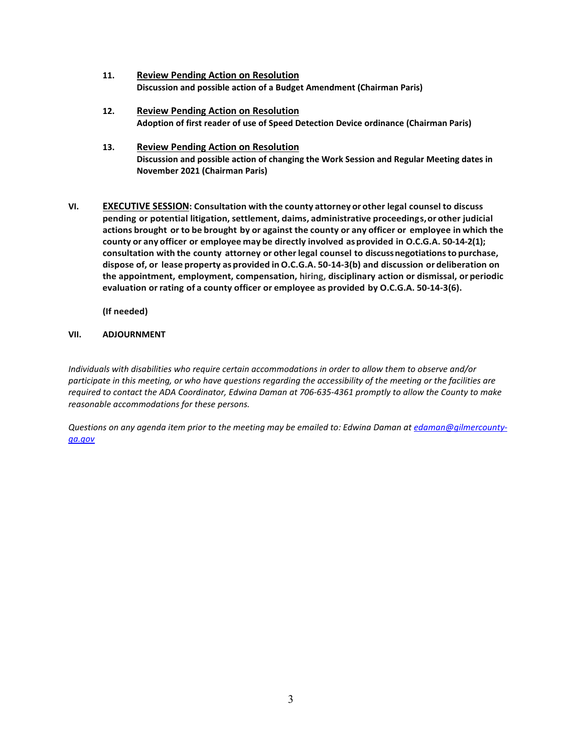11. **Review Pending Action on Resolution**
    **Discussion and possible action of a Budget Amendment (Chairman Paris)**

12. **Review Pending Action on Resolution**
    **Adoption of first reader of use of Speed Detection Device ordinance (Chairman Paris)**

13. **Review Pending Action on Resolution**
    **Discussion and possible action of changing the Work Session and Regular Meeting dates in November 2021 (Chairman Paris)**

## VI. EXECUTIVE SESSION

**Consultation with the county attorney or other legal counsel to discuss pending or potential litigation, settlement, daims, administrative proceedings, or other judicial actions brought or to be brought by or against the county or any officer or employee in which the county or any officer or employee may be directly involved as provided in O.C.G.A. 50-14-2(1); consultation with the county attorney or other legal counsel to discuss negotiations to purchase, dispose of, or lease property as provided in O.C.G.A. 50-14-3(b) and discussion or deliberation on the appointment, employment, compensation, hiring, disciplinary action or dismissal, or periodic evaluation or rating of a county officer or employee as provided by O.C.G.A. 50-14-3(6).**

**(If needed)**

## VII. ADJOURNMENT

*Individuals with disabilities who require certain accommodations in order to allow them to observe and/or participate in this meeting, or who have questions regarding the accessibility of the meeting or the facilities are required to contact the ADA Coordinator, Edwina Daman at 706-635-4361 promptly to allow the County to make reasonable accommodations for these persons.*

*Questions on any agenda item prior to the meeting may be emailed to: Edwina Daman at edaman@gilmercounty-ga.gov*